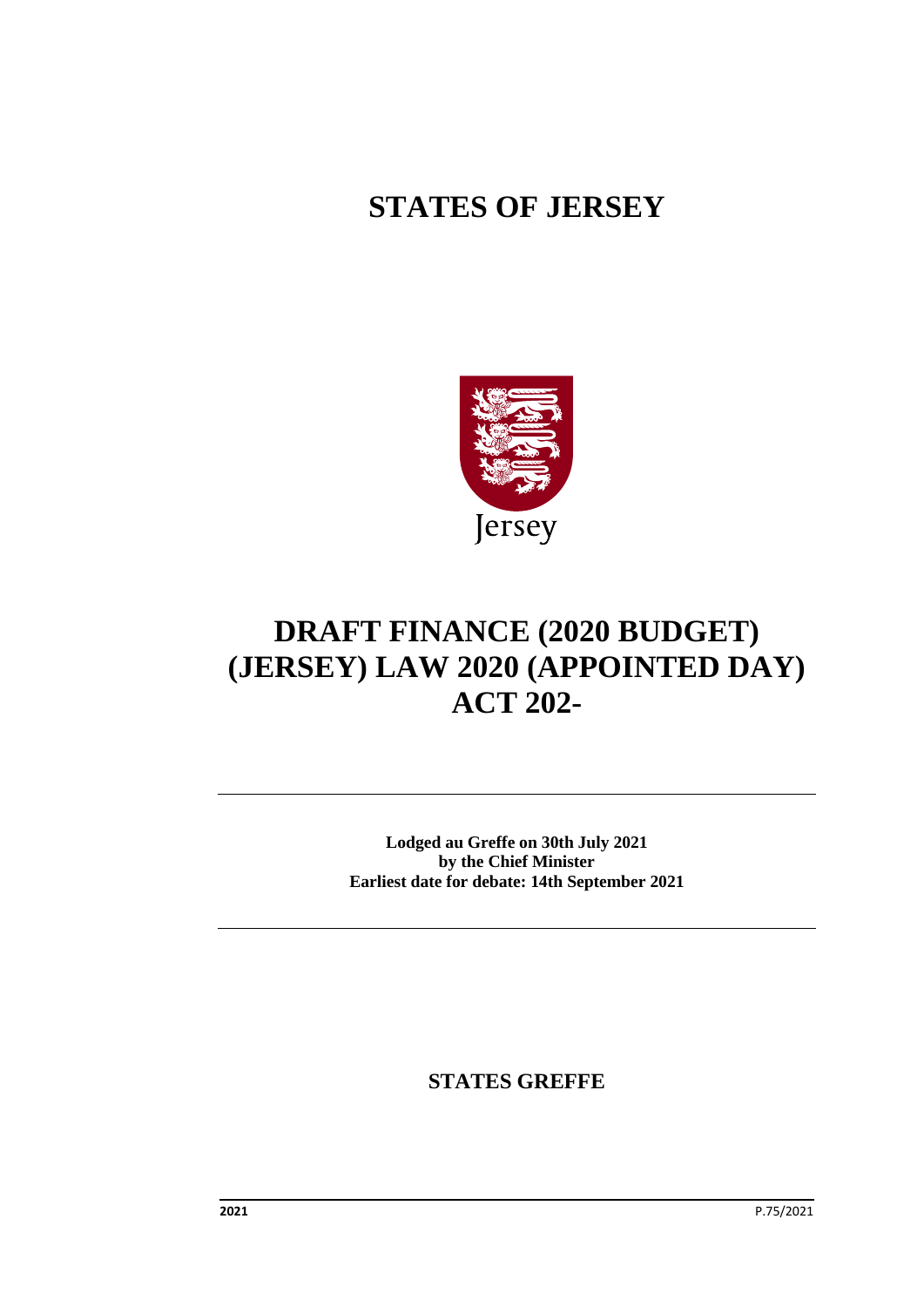# STATES OF JERSEY

Jersey

# DRAFT FINANCE (2020 BUDGET) (JERSEY) LAW 2020 (APPOINTED DAY) ACT 202-

**Lodged au Greffe on 30th July 2021**
**by the Chief Minister**
**Earliest date for debate: 14th September 2021**

**STATES GREFFE**

**2021** P.75/2021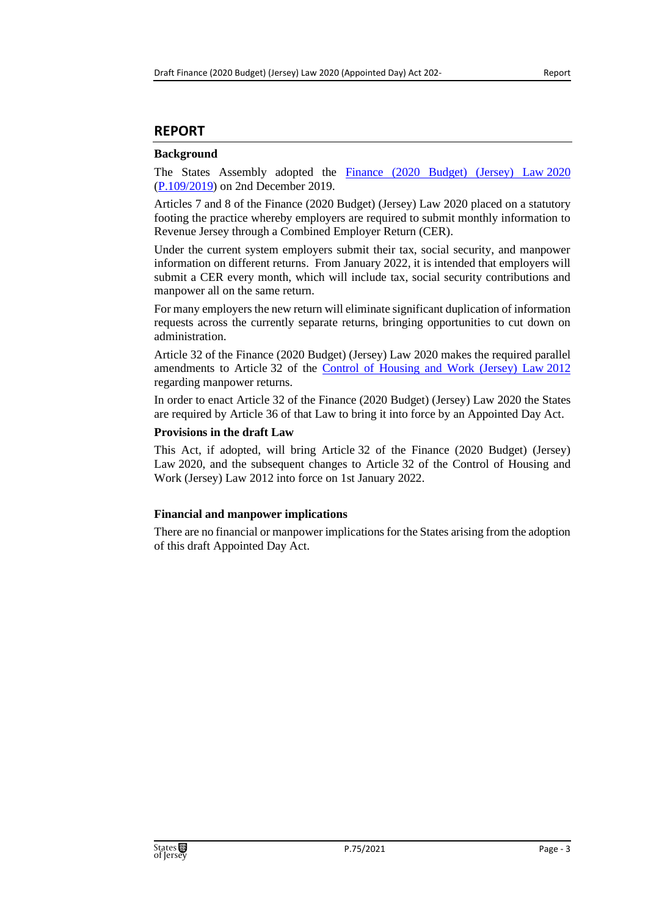## REPORT

**Background**

The States Assembly adopted the [Finance (2020 Budget) (Jersey) Law 2020](Finance (2020 Budget) (Jersey) Law 2020) ([P.109/2019](P.109/2019)) on 2nd December 2019.

Articles 7 and 8 of the Finance (2020 Budget) (Jersey) Law 2020 placed on a statutory footing the practice whereby employers are required to submit monthly information to Revenue Jersey through a Combined Employer Return (CER).

Under the current system employers submit their tax, social security, and manpower information on different returns. From January 2022, it is intended that employers will submit a CER every month, which will include tax, social security contributions and manpower all on the same return.

For many employers the new return will eliminate significant duplication of information requests across the currently separate returns, bringing opportunities to cut down on administration.

Article 32 of the Finance (2020 Budget) (Jersey) Law 2020 makes the required parallel amendments to Article 32 of the [Control of Housing and Work (Jersey) Law 2012](Control of Housing and Work (Jersey) Law 2012) regarding manpower returns.

In order to enact Article 32 of the Finance (2020 Budget) (Jersey) Law 2020 the States are required by Article 36 of that Law to bring it into force by an Appointed Day Act.

**Provisions in the draft Law**

This Act, if adopted, will bring Article 32 of the Finance (2020 Budget) (Jersey) Law 2020, and the subsequent changes to Article 32 of the Control of Housing and Work (Jersey) Law 2012 into force on 1st January 2022.

**Financial and manpower implications**

There are no financial or manpower implications for the States arising from the adoption of this draft Appointed Day Act.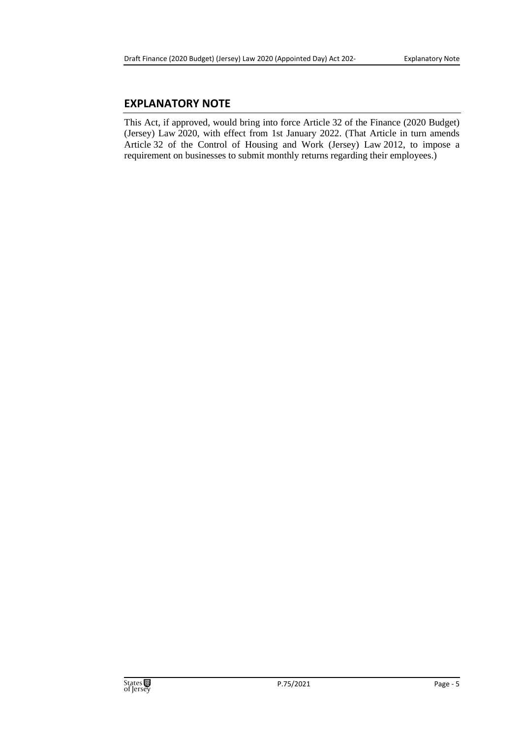## EXPLANATORY NOTE

This Act, if approved, would bring into force Article 32 of the Finance (2020 Budget) (Jersey) Law 2020, with effect from 1st January 2022. (That Article in turn amends Article 32 of the Control of Housing and Work (Jersey) Law 2012, to impose a requirement on businesses to submit monthly returns regarding their employees.)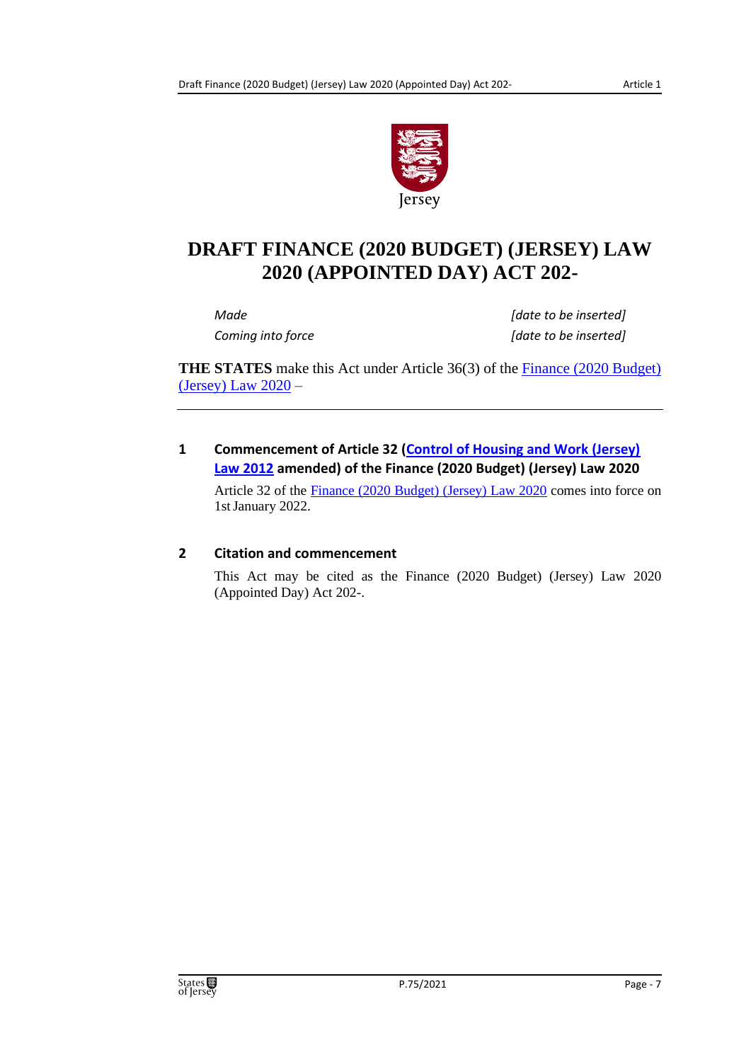# DRAFT FINANCE (2020 BUDGET) (JERSEY) LAW 2020 (APPOINTED DAY) ACT 202-

| | |
|---|---|
| *Made* | *[date to be inserted]* |
| *Coming into force* | *[date to be inserted]* |

**THE STATES** make this Act under Article 36(3) of the Finance (2020 Budget) (Jersey) Law 2020 –

## 1 Commencement of Article 32 (Control of Housing and Work (Jersey) Law 2012 amended) of the Finance (2020 Budget) (Jersey) Law 2020

Article 32 of the Finance (2020 Budget) (Jersey) Law 2020 comes into force on 1st January 2022.

## 2 Citation and commencement

This Act may be cited as the Finance (2020 Budget) (Jersey) Law 2020 (Appointed Day) Act 202-.